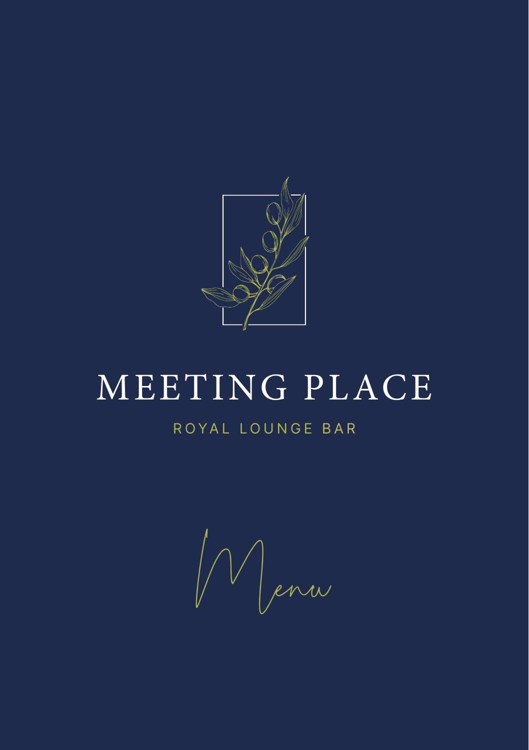# MEETING PLACE

ROYAL LOUNGE BAR

*Menu*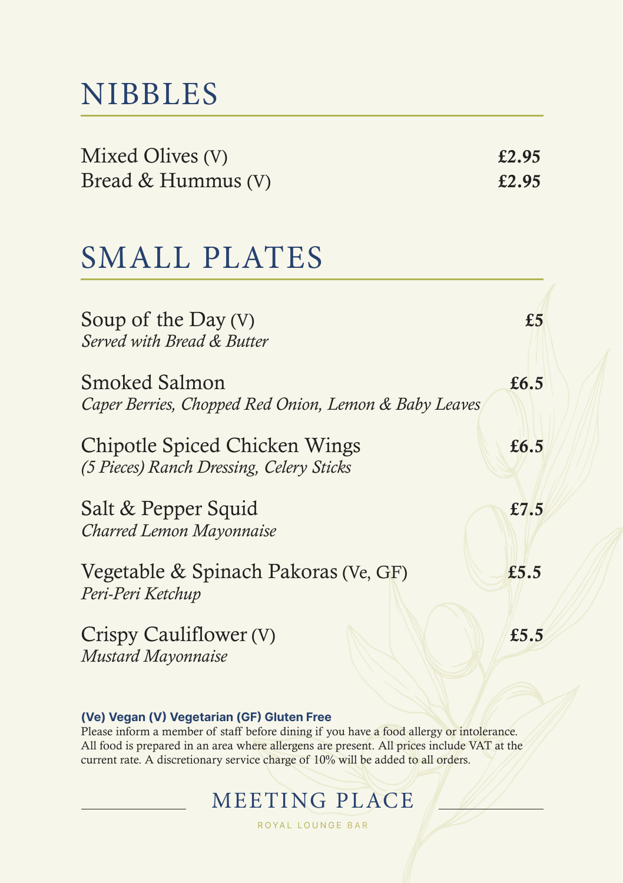# NIBBLES

Mixed Olives (V) **£2.95**

Bread & Hummus (V) **£2.95**

# SMALL PLATES

Soup of the Day (V) **£5**
*Served with Bread & Butter*

Smoked Salmon **£6.5**
*Caper Berries, Chopped Red Onion, Lemon & Baby Leaves*

Chipotle Spiced Chicken Wings **£6.5**
*(5 Pieces) Ranch Dressing, Celery Sticks*

Salt & Pepper Squid **£7.5**
*Charred Lemon Mayonnaise*

Vegetable & Spinach Pakoras (Ve, GF) **£5.5**
*Peri-Peri Ketchup*

Crispy Cauliflower (V) **£5.5**
*Mustard Mayonnaise*

**(Ve) Vegan (V) Vegetarian (GF) Gluten Free**

Please inform a member of staff before dining if you have a food allergy or intolerance. All food is prepared in an area where allergens are present. All prices include VAT at the current rate. A discretionary service charge of 10% will be added to all orders.

MEETING PLACE

ROYAL LOUNGE BAR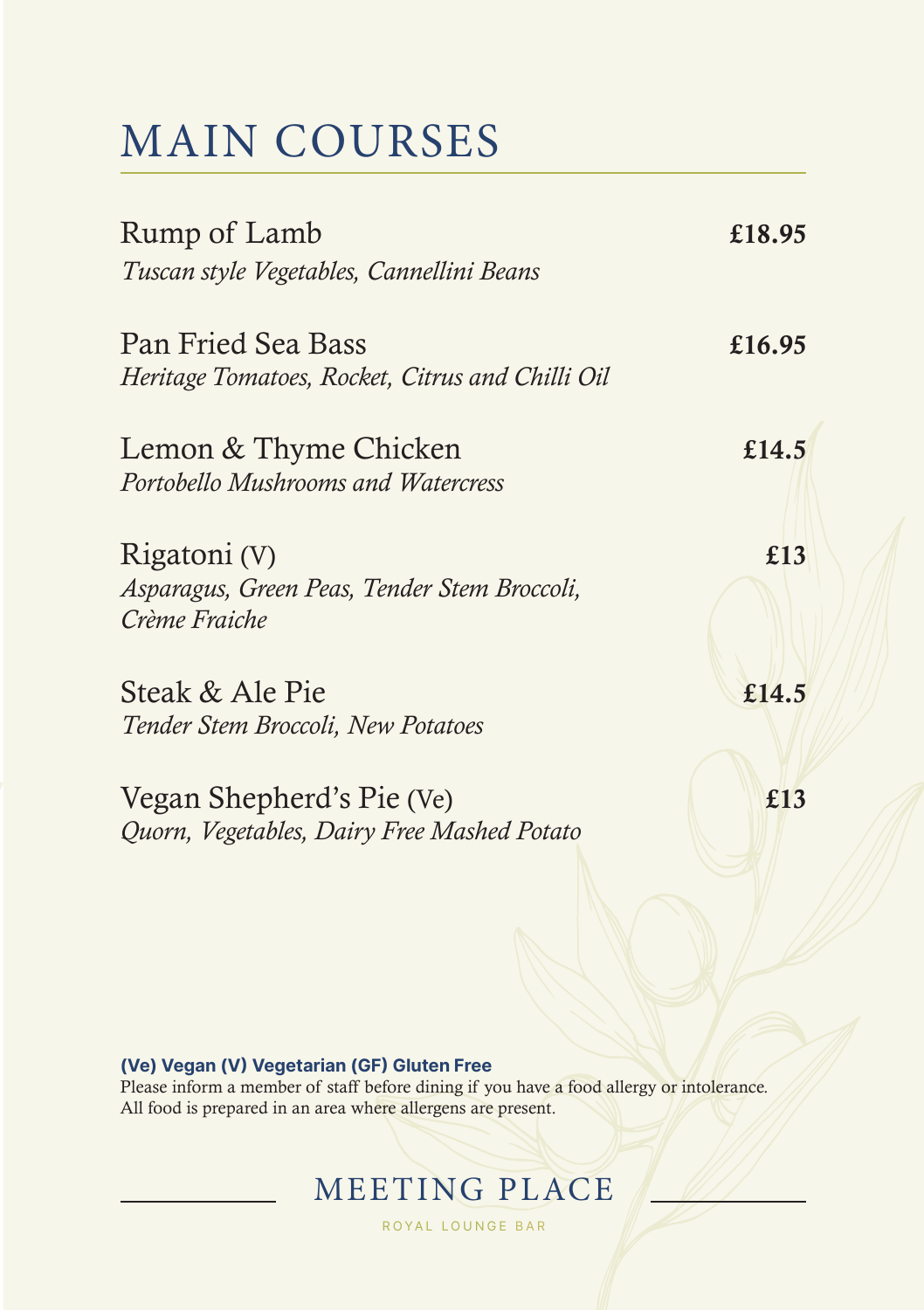# MAIN COURSES

Rump of Lamb **£18.95**
*Tuscan style Vegetables, Cannellini Beans*

Pan Fried Sea Bass **£16.95**
*Heritage Tomatoes, Rocket, Citrus and Chilli Oil*

Lemon & Thyme Chicken **£14.5**
*Portobello Mushrooms and Watercress*

Rigatoni (V) **£13**
*Asparagus, Green Peas, Tender Stem Broccoli, Crème Fraiche*

Steak & Ale Pie **£14.5**
*Tender Stem Broccoli, New Potatoes*

Vegan Shepherd's Pie (Ve) **£13**
*Quorn, Vegetables, Dairy Free Mashed Potato*

**(Ve) Vegan (V) Vegetarian (GF) Gluten Free**

Please inform a member of staff before dining if you have a food allergy or intolerance.
All food is prepared in an area where allergens are present.

MEETING PLACE

ROYAL LOUNGE BAR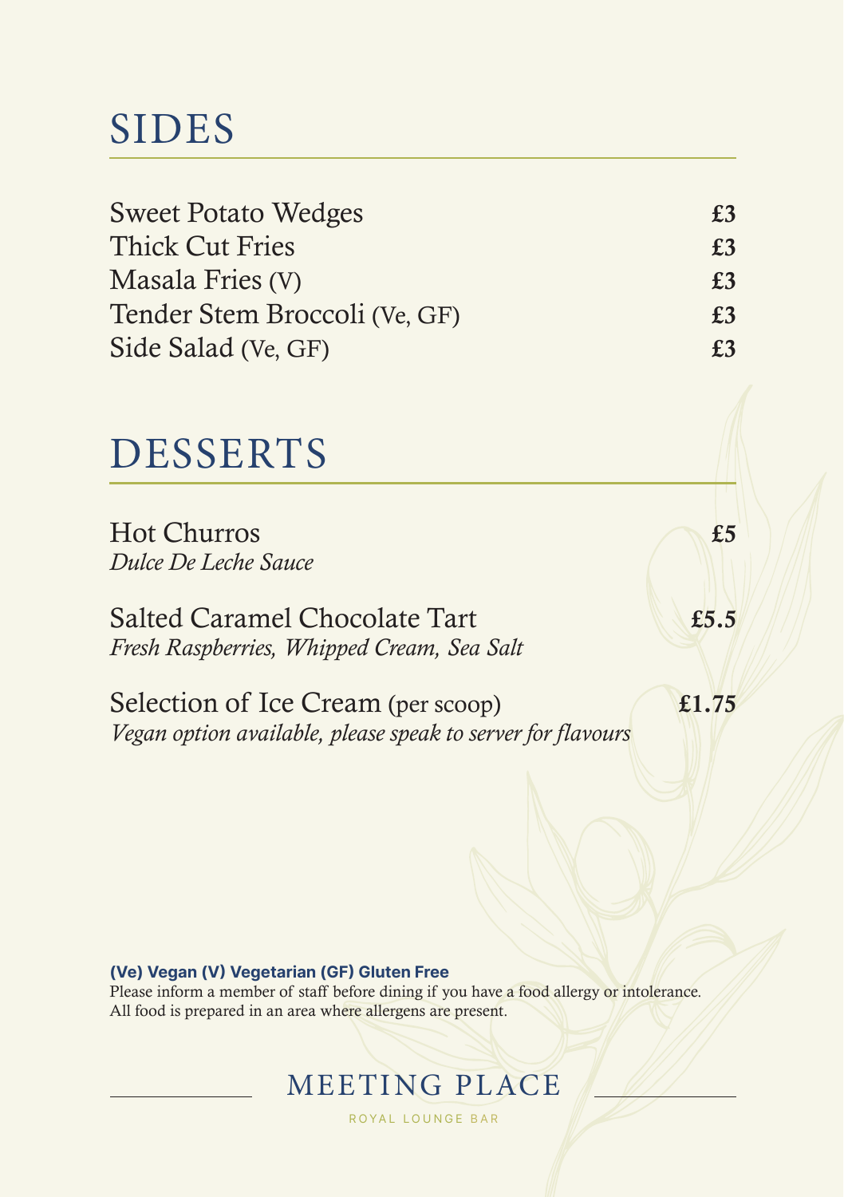# SIDES

| | |
|---|---|
| Sweet Potato Wedges | **£3** |
| Thick Cut Fries | **£3** |
| Masala Fries (V) | **£3** |
| Tender Stem Broccoli (Ve, GF) | **£3** |
| Side Salad (Ve, GF) | **£3** |

# DESSERTS

Hot Churros **£5**
*Dulce De Leche Sauce*

Salted Caramel Chocolate Tart **£5.5**
*Fresh Raspberries, Whipped Cream, Sea Salt*

Selection of Ice Cream (per scoop) **£1.75**
*Vegan option available, please speak to server for flavours*

**(Ve) Vegan (V) Vegetarian (GF) Gluten Free**
Please inform a member of staff before dining if you have a food allergy or intolerance.
All food is prepared in an area where allergens are present.

MEETING PLACE
ROYAL LOUNGE BAR